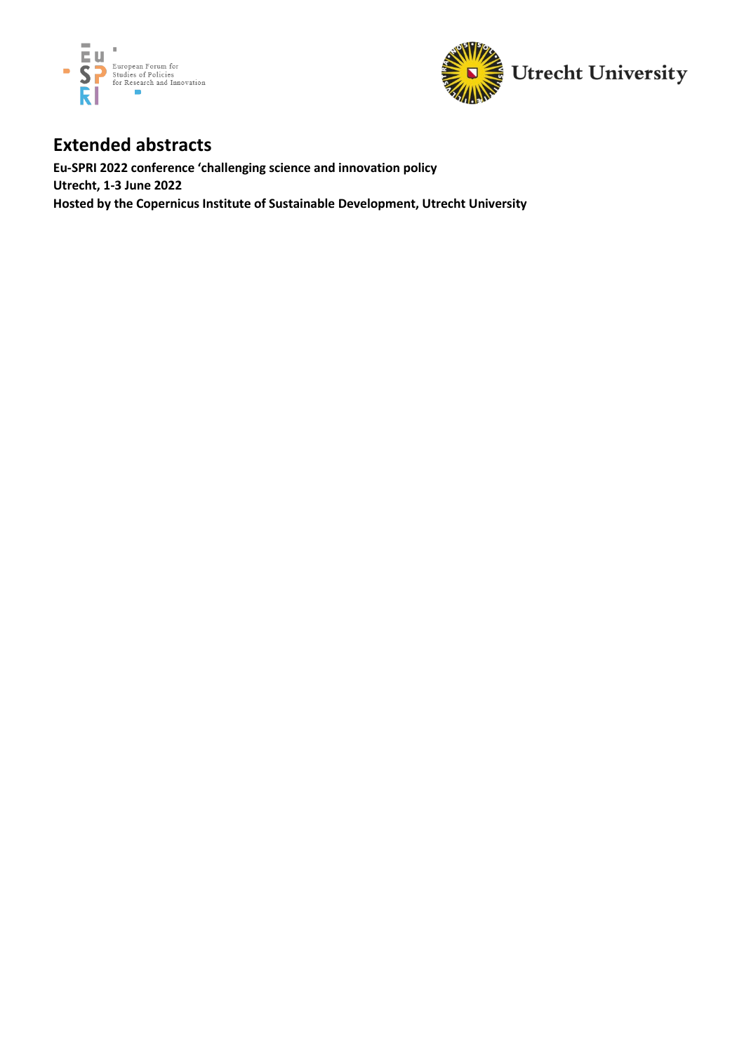# Extended abstracts

**Eu-SPRI 2022 conference 'challenging science and innovation policy**
**Utrecht, 1-3 June 2022**
**Hosted by the Copernicus Institute of Sustainable Development, Utrecht University**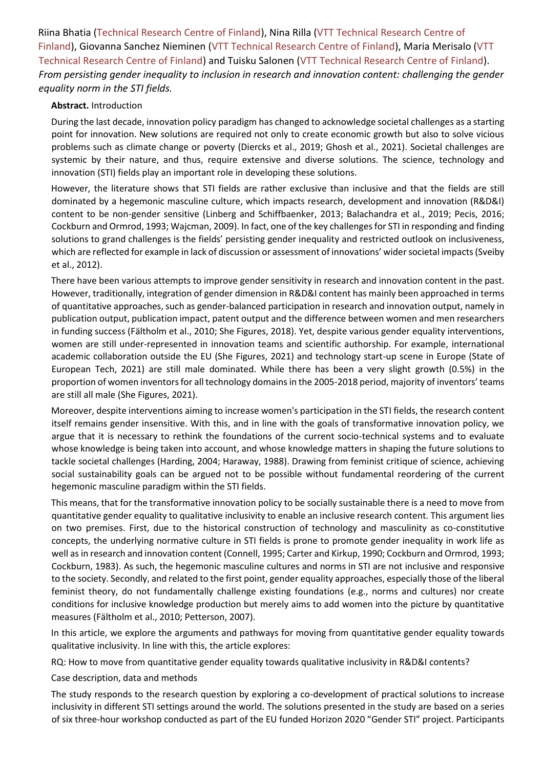Riina Bhatia (Technical Research Centre of Finland), Nina Rilla (VTT Technical Research Centre of Finland), Giovanna Sanchez Nieminen (VTT Technical Research Centre of Finland), Maria Merisalo (VTT Technical Research Centre of Finland) and Tuisku Salonen (VTT Technical Research Centre of Finland). *From persisting gender inequality to inclusion in research and innovation content: challenging the gender equality norm in the STI fields.*

**Abstract.** Introduction

During the last decade, innovation policy paradigm has changed to acknowledge societal challenges as a starting point for innovation. New solutions are required not only to create economic growth but also to solve vicious problems such as climate change or poverty (Diercks et al., 2019; Ghosh et al., 2021). Societal challenges are systemic by their nature, and thus, require extensive and diverse solutions. The science, technology and innovation (STI) fields play an important role in developing these solutions.

However, the literature shows that STI fields are rather exclusive than inclusive and that the fields are still dominated by a hegemonic masculine culture, which impacts research, development and innovation (R&D&I) content to be non-gender sensitive (Linberg and Schiffbaenker, 2013; Balachandra et al., 2019; Pecis, 2016; Cockburn and Ormrod, 1993; Wajcman, 2009). In fact, one of the key challenges for STI in responding and finding solutions to grand challenges is the fields' persisting gender inequality and restricted outlook on inclusiveness, which are reflected for example in lack of discussion or assessment of innovations' wider societal impacts (Sveiby et al., 2012).

There have been various attempts to improve gender sensitivity in research and innovation content in the past. However, traditionally, integration of gender dimension in R&D&I content has mainly been approached in terms of quantitative approaches, such as gender-balanced participation in research and innovation output, namely in publication output, publication impact, patent output and the difference between women and men researchers in funding success (Fältholm et al., 2010; She Figures, 2018). Yet, despite various gender equality interventions, women are still under-represented in innovation teams and scientific authorship. For example, international academic collaboration outside the EU (She Figures, 2021) and technology start-up scene in Europe (State of European Tech, 2021) are still male dominated. While there has been a very slight growth (0.5%) in the proportion of women inventors for all technology domains in the 2005-2018 period, majority of inventors' teams are still all male (She Figures, 2021).

Moreover, despite interventions aiming to increase women's participation in the STI fields, the research content itself remains gender insensitive. With this, and in line with the goals of transformative innovation policy, we argue that it is necessary to rethink the foundations of the current socio-technical systems and to evaluate whose knowledge is being taken into account, and whose knowledge matters in shaping the future solutions to tackle societal challenges (Harding, 2004; Haraway, 1988). Drawing from feminist critique of science, achieving social sustainability goals can be argued not to be possible without fundamental reordering of the current hegemonic masculine paradigm within the STI fields.

This means, that for the transformative innovation policy to be socially sustainable there is a need to move from quantitative gender equality to qualitative inclusivity to enable an inclusive research content. This argument lies on two premises. First, due to the historical construction of technology and masculinity as co-constitutive concepts, the underlying normative culture in STI fields is prone to promote gender inequality in work life as well as in research and innovation content (Connell, 1995; Carter and Kirkup, 1990; Cockburn and Ormrod, 1993; Cockburn, 1983). As such, the hegemonic masculine cultures and norms in STI are not inclusive and responsive to the society. Secondly, and related to the first point, gender equality approaches, especially those of the liberal feminist theory, do not fundamentally challenge existing foundations (e.g., norms and cultures) nor create conditions for inclusive knowledge production but merely aims to add women into the picture by quantitative measures (Fältholm et al., 2010; Petterson, 2007).

In this article, we explore the arguments and pathways for moving from quantitative gender equality towards qualitative inclusivity. In line with this, the article explores:

RQ: How to move from quantitative gender equality towards qualitative inclusivity in R&D&I contents?

Case description, data and methods

The study responds to the research question by exploring a co-development of practical solutions to increase inclusivity in different STI settings around the world. The solutions presented in the study are based on a series of six three-hour workshop conducted as part of the EU funded Horizon 2020 "Gender STI" project. Participants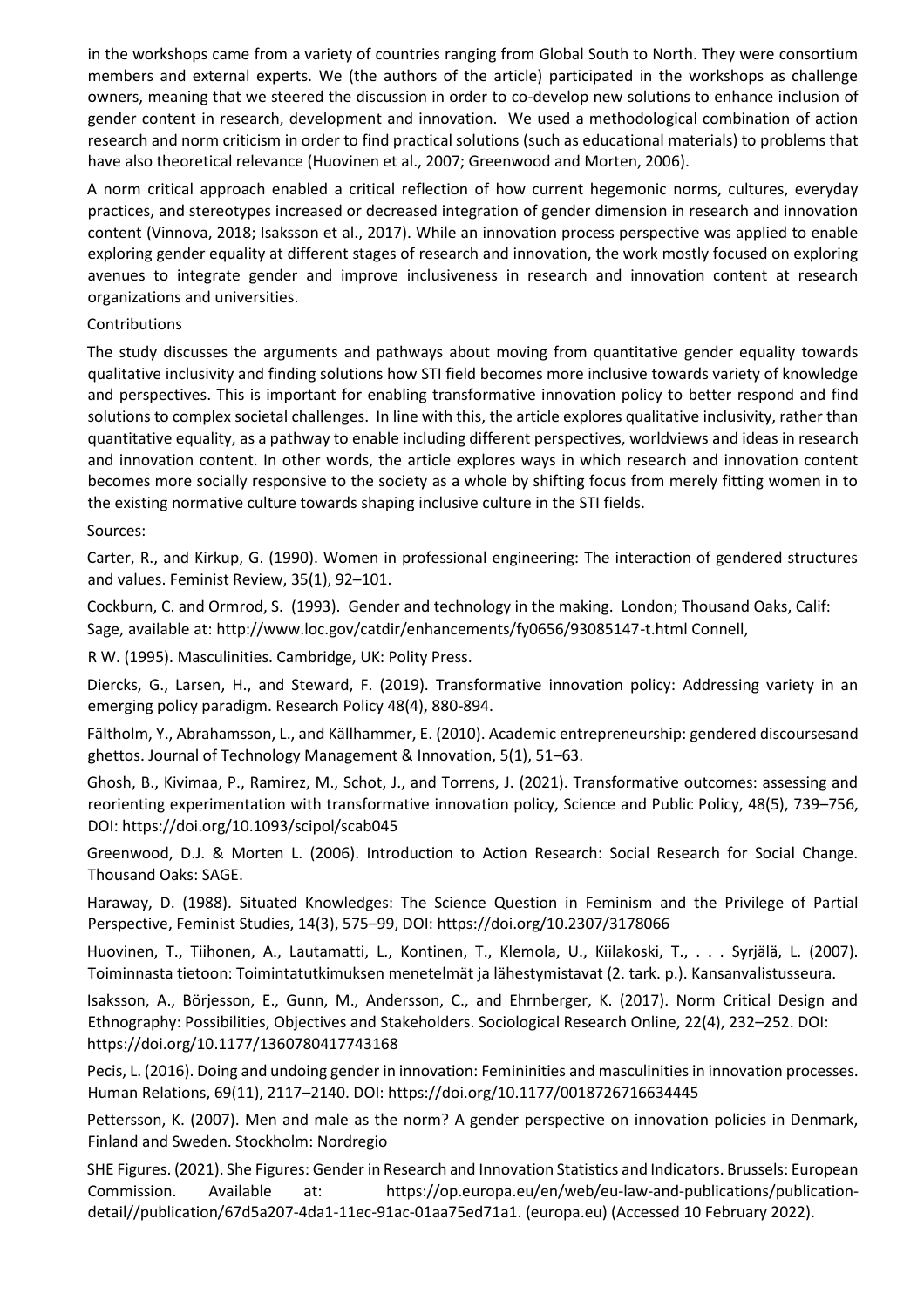in the workshops came from a variety of countries ranging from Global South to North. They were consortium members and external experts. We (the authors of the article) participated in the workshops as challenge owners, meaning that we steered the discussion in order to co-develop new solutions to enhance inclusion of gender content in research, development and innovation. We used a methodological combination of action research and norm criticism in order to find practical solutions (such as educational materials) to problems that have also theoretical relevance (Huovinen et al., 2007; Greenwood and Morten, 2006).

A norm critical approach enabled a critical reflection of how current hegemonic norms, cultures, everyday practices, and stereotypes increased or decreased integration of gender dimension in research and innovation content (Vinnova, 2018; Isaksson et al., 2017). While an innovation process perspective was applied to enable exploring gender equality at different stages of research and innovation, the work mostly focused on exploring avenues to integrate gender and improve inclusiveness in research and innovation content at research organizations and universities.

Contributions

The study discusses the arguments and pathways about moving from quantitative gender equality towards qualitative inclusivity and finding solutions how STI field becomes more inclusive towards variety of knowledge and perspectives. This is important for enabling transformative innovation policy to better respond and find solutions to complex societal challenges. In line with this, the article explores qualitative inclusivity, rather than quantitative equality, as a pathway to enable including different perspectives, worldviews and ideas in research and innovation content. In other words, the article explores ways in which research and innovation content becomes more socially responsive to the society as a whole by shifting focus from merely fitting women in to the existing normative culture towards shaping inclusive culture in the STI fields.

Sources:

Carter, R., and Kirkup, G. (1990). Women in professional engineering: The interaction of gendered structures and values. Feminist Review, 35(1), 92–101.

Cockburn, C. and Ormrod, S. (1993). Gender and technology in the making. London; Thousand Oaks, Calif: Sage, available at: http://www.loc.gov/catdir/enhancements/fy0656/93085147-t.html Connell,

R W. (1995). Masculinities. Cambridge, UK: Polity Press.

Diercks, G., Larsen, H., and Steward, F. (2019). Transformative innovation policy: Addressing variety in an emerging policy paradigm. Research Policy 48(4), 880-894.

Fältholm, Y., Abrahamsson, L., and Källhammer, E. (2010). Academic entrepreneurship: gendered discoursesand ghettos. Journal of Technology Management & Innovation, 5(1), 51–63.

Ghosh, B., Kivimaa, P., Ramirez, M., Schot, J., and Torrens, J. (2021). Transformative outcomes: assessing and reorienting experimentation with transformative innovation policy, Science and Public Policy, 48(5), 739–756, DOI: https://doi.org/10.1093/scipol/scab045

Greenwood, D.J. & Morten L. (2006). Introduction to Action Research: Social Research for Social Change. Thousand Oaks: SAGE.

Haraway, D. (1988). Situated Knowledges: The Science Question in Feminism and the Privilege of Partial Perspective, Feminist Studies, 14(3), 575–99, DOI: https://doi.org/10.2307/3178066

Huovinen, T., Tiihonen, A., Lautamatti, L., Kontinen, T., Klemola, U., Kiilakoski, T., . . . Syrjälä, L. (2007). Toiminnasta tietoon: Toimintatutkimuksen menetelmät ja lähestymistavat (2. tark. p.). Kansanvalistusseura.

Isaksson, A., Börjesson, E., Gunn, M., Andersson, C., and Ehrnberger, K. (2017). Norm Critical Design and Ethnography: Possibilities, Objectives and Stakeholders. Sociological Research Online, 22(4), 232–252. DOI: https://doi.org/10.1177/1360780417743168

Pecis, L. (2016). Doing and undoing gender in innovation: Femininities and masculinities in innovation processes. Human Relations, 69(11), 2117–2140. DOI: https://doi.org/10.1177/0018726716634445

Pettersson, K. (2007). Men and male as the norm? A gender perspective on innovation policies in Denmark, Finland and Sweden. Stockholm: Nordregio

SHE Figures. (2021). She Figures: Gender in Research and Innovation Statistics and Indicators. Brussels: European Commission. Available at: https://op.europa.eu/en/web/eu-law-and-publications/publication-detail//publication/67d5a207-4da1-11ec-91ac-01aa75ed71a1. (europa.eu) (Accessed 10 February 2022).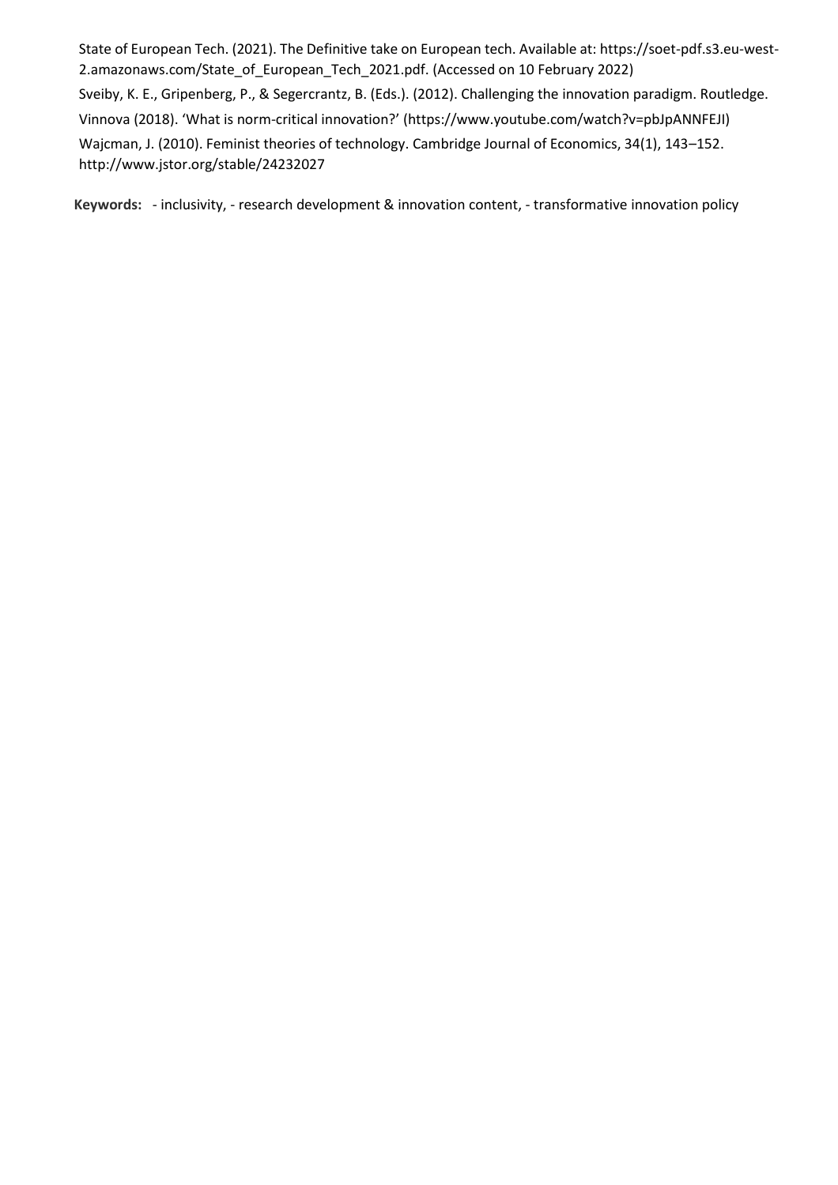State of European Tech. (2021). The Definitive take on European tech. Available at: https://soet-pdf.s3.eu-west-2.amazonaws.com/State_of_European_Tech_2021.pdf. (Accessed on 10 February 2022)

Sveiby, K. E., Gripenberg, P., & Segercrantz, B. (Eds.). (2012). Challenging the innovation paradigm. Routledge.

Vinnova (2018). 'What is norm-critical innovation?' (https://www.youtube.com/watch?v=pbJpANNFEJI)

Wajcman, J. (2010). Feminist theories of technology. Cambridge Journal of Economics, 34(1), 143–152. http://www.jstor.org/stable/24232027

**Keywords:** - inclusivity, - research development & innovation content, - transformative innovation policy